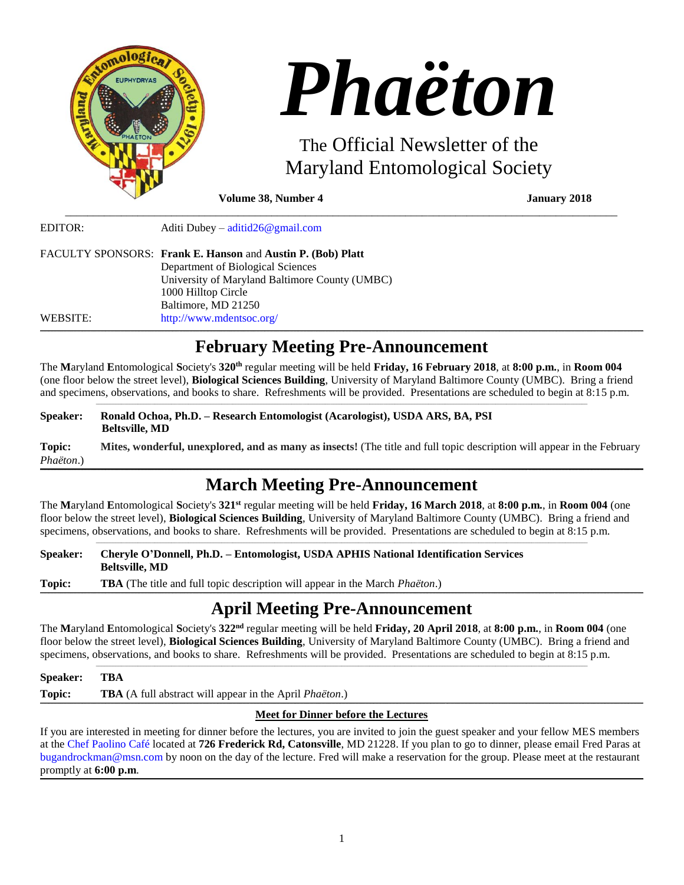# *Phaëton*

The Official Newsletter of the Maryland Entomological Society

**Volume 38, Number 4** **January 2018**

EDITOR: Aditi Dubey – aditid26@gmail.com

FACULTY SPONSORS: **Frank E. Hanson** and **Austin P. (Bob) Platt**
Department of Biological Sciences
University of Maryland Baltimore County (UMBC)
1000 Hilltop Circle
Baltimore, MD 21250

WEBSITE: http://www.mdentsoc.org/

## February Meeting Pre-Announcement

The **M**aryland **E**ntomological **S**ociety's **320th** regular meeting will be held **Friday, 16 February 2018**, at **8:00 p.m.**, in **Room 004** (one floor below the street level), **Biological Sciences Building**, University of Maryland Baltimore County (UMBC). Bring a friend and specimens, observations, and books to share. Refreshments will be provided. Presentations are scheduled to begin at 8:15 p.m.

**Speaker:** **Ronald Ochoa, Ph.D. – Research Entomologist (Acarologist), USDA ARS, BA, PSI Beltsville, MD**

**Topic:** **Mites, wonderful, unexplored, and as many as insects!** (The title and full topic description will appear in the February *Phaëton*.)

## March Meeting Pre-Announcement

The **M**aryland **E**ntomological **S**ociety's **321st** regular meeting will be held **Friday, 16 March 2018**, at **8:00 p.m.**, in **Room 004** (one floor below the street level), **Biological Sciences Building**, University of Maryland Baltimore County (UMBC). Bring a friend and specimens, observations, and books to share. Refreshments will be provided. Presentations are scheduled to begin at 8:15 p.m.

**Speaker:** **Cheryle O'Donnell, Ph.D. – Entomologist, USDA APHIS National Identification Services Beltsville, MD**

**Topic:** **TBA** (The title and full topic description will appear in the March *Phaëton*.)

## April Meeting Pre-Announcement

The **M**aryland **E**ntomological **S**ociety's **322nd** regular meeting will be held **Friday, 20 April 2018**, at **8:00 p.m.**, in **Room 004** (one floor below the street level), **Biological Sciences Building**, University of Maryland Baltimore County (UMBC). Bring a friend and specimens, observations, and books to share. Refreshments will be provided. Presentations are scheduled to begin at 8:15 p.m.

**Speaker:** **TBA**

**Topic:** **TBA** (A full abstract will appear in the April *Phaëton*.)

### Meet for Dinner before the Lectures

If you are interested in meeting for dinner before the lectures, you are invited to join the guest speaker and your fellow MES members at the Chef Paolino Café located at **726 Frederick Rd, Catonsville**, MD 21228. If you plan to go to dinner, please email Fred Paras at bugandrockman@msn.com by noon on the day of the lecture. Fred will make a reservation for the group. Please meet at the restaurant promptly at **6:00 p.m**.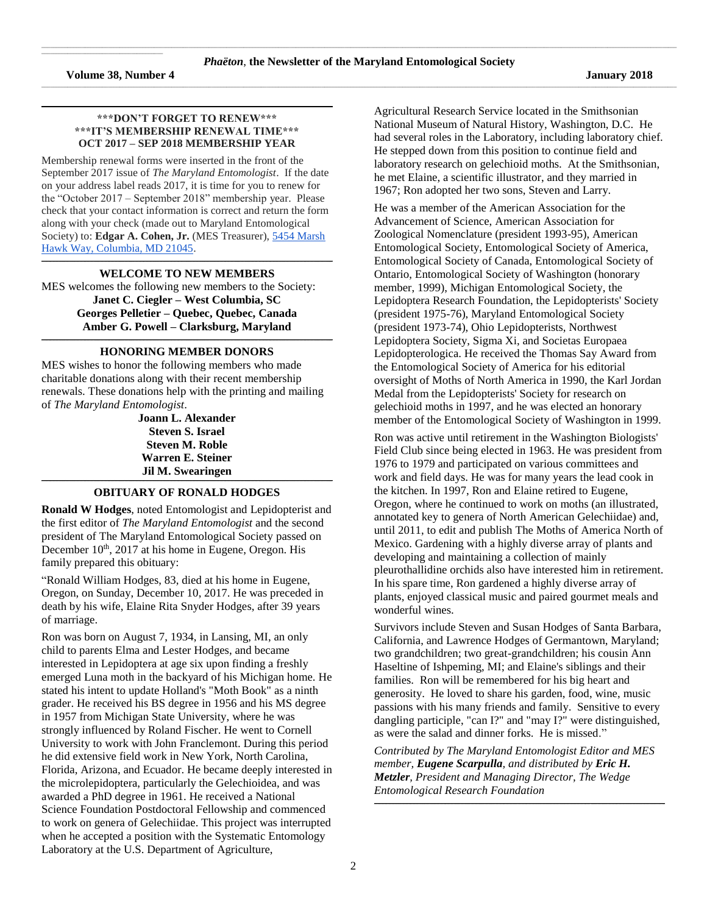## ***DON'T FORGET TO RENEW***
## ***IT'S MEMBERSHIP RENEWAL TIME***
## OCT 2017 – SEP 2018 MEMBERSHIP YEAR

Membership renewal forms were inserted in the front of the September 2017 issue of *The Maryland Entomologist*. If the date on your address label reads 2017, it is time for you to renew for the "October 2017 – September 2018" membership year. Please check that your contact information is correct and return the form along with your check (made out to Maryland Entomological Society) to: **Edgar A. Cohen, Jr.** (MES Treasurer), 5454 Marsh Hawk Way, Columbia, MD 21045.

## WELCOME TO NEW MEMBERS

MES welcomes the following new members to the Society:

**Janet C. Ciegler – West Columbia, SC**
**Georges Pelletier – Quebec, Quebec, Canada**
**Amber G. Powell – Clarksburg, Maryland**

## HONORING MEMBER DONORS

MES wishes to honor the following members who made charitable donations along with their recent membership renewals. These donations help with the printing and mailing of *The Maryland Entomologist*.

**Joann L. Alexander**
**Steven S. Israel**
**Steven M. Roble**
**Warren E. Steiner**
**Jil M. Swearingen**

## OBITUARY OF RONALD HODGES

**Ronald W Hodges**, noted Entomologist and Lepidopterist and the first editor of *The Maryland Entomologist* and the second president of The Maryland Entomological Society passed on December 10th, 2017 at his home in Eugene, Oregon. His family prepared this obituary:

"Ronald William Hodges, 83, died at his home in Eugene, Oregon, on Sunday, December 10, 2017. He was preceded in death by his wife, Elaine Rita Snyder Hodges, after 39 years of marriage.

Ron was born on August 7, 1934, in Lansing, MI, an only child to parents Elma and Lester Hodges, and became interested in Lepidoptera at age six upon finding a freshly emerged Luna moth in the backyard of his Michigan home. He stated his intent to update Holland's "Moth Book" as a ninth grader. He received his BS degree in 1956 and his MS degree in 1957 from Michigan State University, where he was strongly influenced by Roland Fischer. He went to Cornell University to work with John Franclemont. During this period he did extensive field work in New York, North Carolina, Florida, Arizona, and Ecuador. He became deeply interested in the microlepidoptera, particularly the Gelechioidea, and was awarded a PhD degree in 1961. He received a National Science Foundation Postdoctoral Fellowship and commenced to work on genera of Gelechiidae. This project was interrupted when he accepted a position with the Systematic Entomology Laboratory at the U.S. Department of Agriculture, Agricultural Research Service located in the Smithsonian National Museum of Natural History, Washington, D.C. He had several roles in the Laboratory, including laboratory chief. He stepped down from this position to continue field and laboratory research on gelechioid moths. At the Smithsonian, he met Elaine, a scientific illustrator, and they married in 1967; Ron adopted her two sons, Steven and Larry.

He was a member of the American Association for the Advancement of Science, American Association for Zoological Nomenclature (president 1993-95), American Entomological Society, Entomological Society of America, Entomological Society of Canada, Entomological Society of Ontario, Entomological Society of Washington (honorary member, 1999), Michigan Entomological Society, the Lepidoptera Research Foundation, the Lepidopterists' Society (president 1975-76), Maryland Entomological Society (president 1973-74), Ohio Lepidopterists, Northwest Lepidoptera Society, Sigma Xi, and Societas Europaea Lepidopterologica. He received the Thomas Say Award from the Entomological Society of America for his editorial oversight of Moths of North America in 1990, the Karl Jordan Medal from the Lepidopterists' Society for research on gelechioid moths in 1997, and he was elected an honorary member of the Entomological Society of Washington in 1999.

Ron was active until retirement in the Washington Biologists' Field Club since being elected in 1963. He was president from 1976 to 1979 and participated on various committees and work and field days. He was for many years the lead cook in the kitchen. In 1997, Ron and Elaine retired to Eugene, Oregon, where he continued to work on moths (an illustrated, annotated key to genera of North American Gelechiidae) and, until 2011, to edit and publish The Moths of America North of Mexico. Gardening with a highly diverse array of plants and developing and maintaining a collection of mainly pleurothallidine orchids also have interested him in retirement. In his spare time, Ron gardened a highly diverse array of plants, enjoyed classical music and paired gourmet meals and wonderful wines.

Survivors include Steven and Susan Hodges of Santa Barbara, California, and Lawrence Hodges of Germantown, Maryland; two grandchildren; two great-grandchildren; his cousin Ann Haseltine of Ishpeming, MI; and Elaine's siblings and their families. Ron will be remembered for his big heart and generosity. He loved to share his garden, food, wine, music passions with his many friends and family. Sensitive to every dangling participle, "can I?" and "may I?" were distinguished, as were the salad and dinner forks. He is missed."

*Contributed by The Maryland Entomologist Editor and MES member, **Eugene Scarpulla**, and distributed by **Eric H. Metzler**, President and Managing Director, The Wedge Entomological Research Foundation*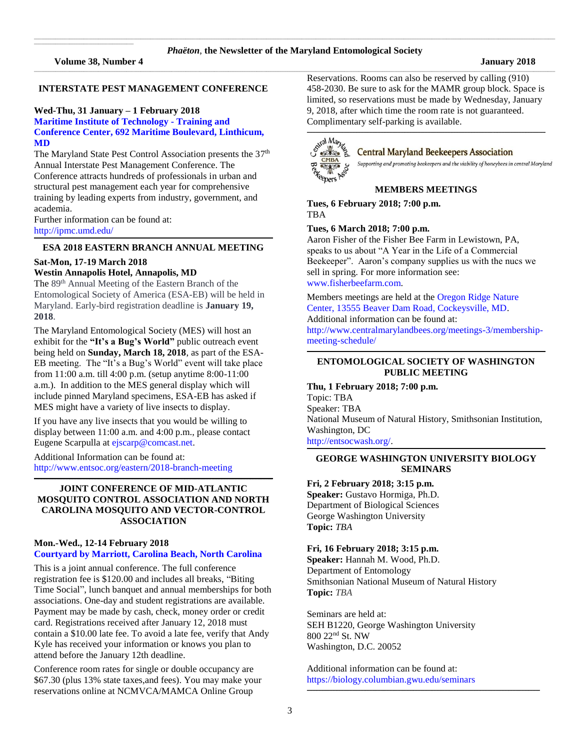## INTERSTATE PEST MANAGEMENT CONFERENCE

**Wed-Thu, 31 January – 1 February 2018**
**Maritime Institute of Technology - Training and Conference Center, 692 Maritime Boulevard, Linthicum, MD**

The Maryland State Pest Control Association presents the 37th Annual Interstate Pest Management Conference. The Conference attracts hundreds of professionals in urban and structural pest management each year for comprehensive training by leading experts from industry, government, and academia.

Further information can be found at:
http://ipmc.umd.edu/

## ESA 2018 EASTERN BRANCH ANNUAL MEETING

**Sat-Mon, 17-19 March 2018**
**Westin Annapolis Hotel, Annapolis, MD**

The 89th Annual Meeting of the Eastern Branch of the Entomological Society of America (ESA-EB) will be held in Maryland. Early-bird registration deadline is **January 19, 2018**.

The Maryland Entomological Society (MES) will host an exhibit for the **"It's a Bug's World"** public outreach event being held on **Sunday, March 18, 2018**, as part of the ESA-EB meeting. The "It's a Bug's World" event will take place from 11:00 a.m. till 4:00 p.m. (setup anytime 8:00-11:00 a.m.). In addition to the MES general display which will include pinned Maryland specimens, ESA-EB has asked if MES might have a variety of live insects to display.

If you have any live insects that you would be willing to display between 11:00 a.m. and 4:00 p.m., please contact Eugene Scarpulla at ejscarp@comcast.net.

Additional Information can be found at:
http://www.entsoc.org/eastern/2018-branch-meeting

## JOINT CONFERENCE OF MID-ATLANTIC MOSQUITO CONTROL ASSOCIATION AND NORTH CAROLINA MOSQUITO AND VECTOR-CONTROL ASSOCIATION

**Mon.-Wed., 12-14 February 2018**
**Courtyard by Marriott, Carolina Beach, North Carolina**

This is a joint annual conference. The full conference registration fee is $120.00 and includes all breaks, "Biting Time Social", lunch banquet and annual memberships for both associations. One-day and student registrations are available. Payment may be made by cash, check, money order or credit card. Registrations received after January 12, 2018 must contain a $10.00 late fee. To avoid a late fee, verify that Andy Kyle has received your information or knows you plan to attend before the January 12th deadline.

Conference room rates for single or double occupancy are $67.30 (plus 13% state taxes,and fees). You may make your reservations online at NCMVCA/MAMCA Online Group Reservations. Rooms can also be reserved by calling (910) 458-2030. Be sure to ask for the MAMR group block. Space is limited, so reservations must be made by Wednesday, January 9, 2018, after which time the room rate is not guaranteed. Complimentary self-parking is available.

## Central Maryland Beekeepers Association

*Supporting and promoting beekeepers and the viability of honeybees in central Maryland*

### MEMBERS MEETINGS

**Tues, 6 February 2018; 7:00 p.m.**
TBA

**Tues, 6 March 2018; 7:00 p.m.**
Aaron Fisher of the Fisher Bee Farm in Lewistown, PA, speaks to us about "A Year in the Life of a Commercial Beekeeper". Aaron's company supplies us with the nucs we sell in spring. For more information see: www.fisherbeefarm.com.

Members meetings are held at the Oregon Ridge Nature Center, 13555 Beaver Dam Road, Cockeysville, MD. Additional information can be found at:
http://www.centralmarylandbees.org/meetings-3/membership-meeting-schedule/

## ENTOMOLOGICAL SOCIETY OF WASHINGTON PUBLIC MEETING

**Thu, 1 February 2018; 7:00 p.m.**
Topic: TBA
Speaker: TBA
National Museum of Natural History, Smithsonian Institution, Washington, DC
http://entsocwash.org/.

## GEORGE WASHINGTON UNIVERSITY BIOLOGY SEMINARS

**Fri, 2 February 2018; 3:15 p.m.**
**Speaker:** Gustavo Hormiga, Ph.D.
Department of Biological Sciences
George Washington University
**Topic:** *TBA*

**Fri, 16 February 2018; 3:15 p.m.**
**Speaker:** Hannah M. Wood, Ph.D.
Department of Entomology
Smithsonian National Museum of Natural History
**Topic:** *TBA*

Seminars are held at:
SEH B1220, George Washington University
800 22nd St. NW
Washington, D.C. 20052

Additional information can be found at:
https://biology.columbian.gwu.edu/seminars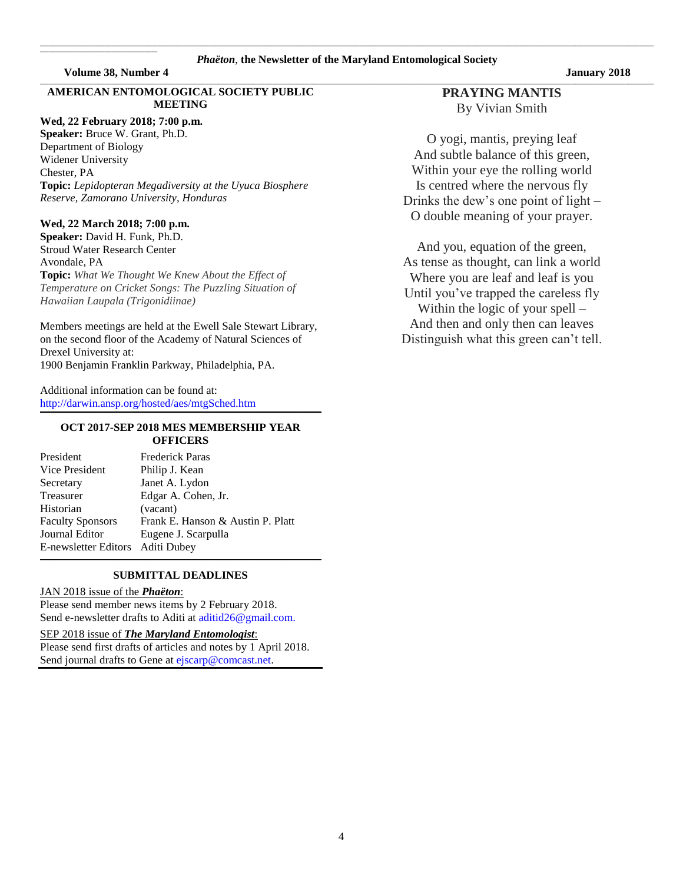## AMERICAN ENTOMOLOGICAL SOCIETY PUBLIC MEETING

**Wed, 22 February 2018; 7:00 p.m.**
**Speaker:** Bruce W. Grant, Ph.D.
Department of Biology
Widener University
Chester, PA
**Topic:** *Lepidopteran Megadiversity at the Uyuca Biosphere Reserve, Zamorano University, Honduras*

**Wed, 22 March 2018; 7:00 p.m.**
**Speaker:** David H. Funk, Ph.D.
Stroud Water Research Center
Avondale, PA
**Topic:** *What We Thought We Knew About the Effect of Temperature on Cricket Songs: The Puzzling Situation of Hawaiian Laupala (Trigonidiinae)*

Members meetings are held at the Ewell Sale Stewart Library, on the second floor of the Academy of Natural Sciences of Drexel University at:
1900 Benjamin Franklin Parkway, Philadelphia, PA.

Additional information can be found at:
http://darwin.ansp.org/hosted/aes/mtgSched.htm

## OCT 2017-SEP 2018 MES MEMBERSHIP YEAR OFFICERS

| | |
|---|---|
| President | Frederick Paras |
| Vice President | Philip J. Kean |
| Secretary | Janet A. Lydon |
| Treasurer | Edgar A. Cohen, Jr. |
| Historian | (vacant) |
| Faculty Sponsors | Frank E. Hanson & Austin P. Platt |
| Journal Editor | Eugene J. Scarpulla |
| E-newsletter Editors | Aditi Dubey |

## SUBMITTAL DEADLINES

JAN 2018 issue of the ***Phaëton***:
Please send member news items by 2 February 2018.
Send e-newsletter drafts to Aditi at aditid26@gmail.com.

SEP 2018 issue of ***The Maryland Entomologist***:
Please send first drafts of articles and notes by 1 April 2018.
Send journal drafts to Gene at ejscarp@comcast.net.

## PRAYING MANTIS

By Vivian Smith

O yogi, mantis, preying leaf
And subtle balance of this green,
Within your eye the rolling world
Is centred where the nervous fly
Drinks the dew's one point of light –
O double meaning of your prayer.

And you, equation of the green,
As tense as thought, can link a world
Where you are leaf and leaf is you
Until you've trapped the careless fly
Within the logic of your spell –
And then and only then can leaves
Distinguish what this green can't tell.